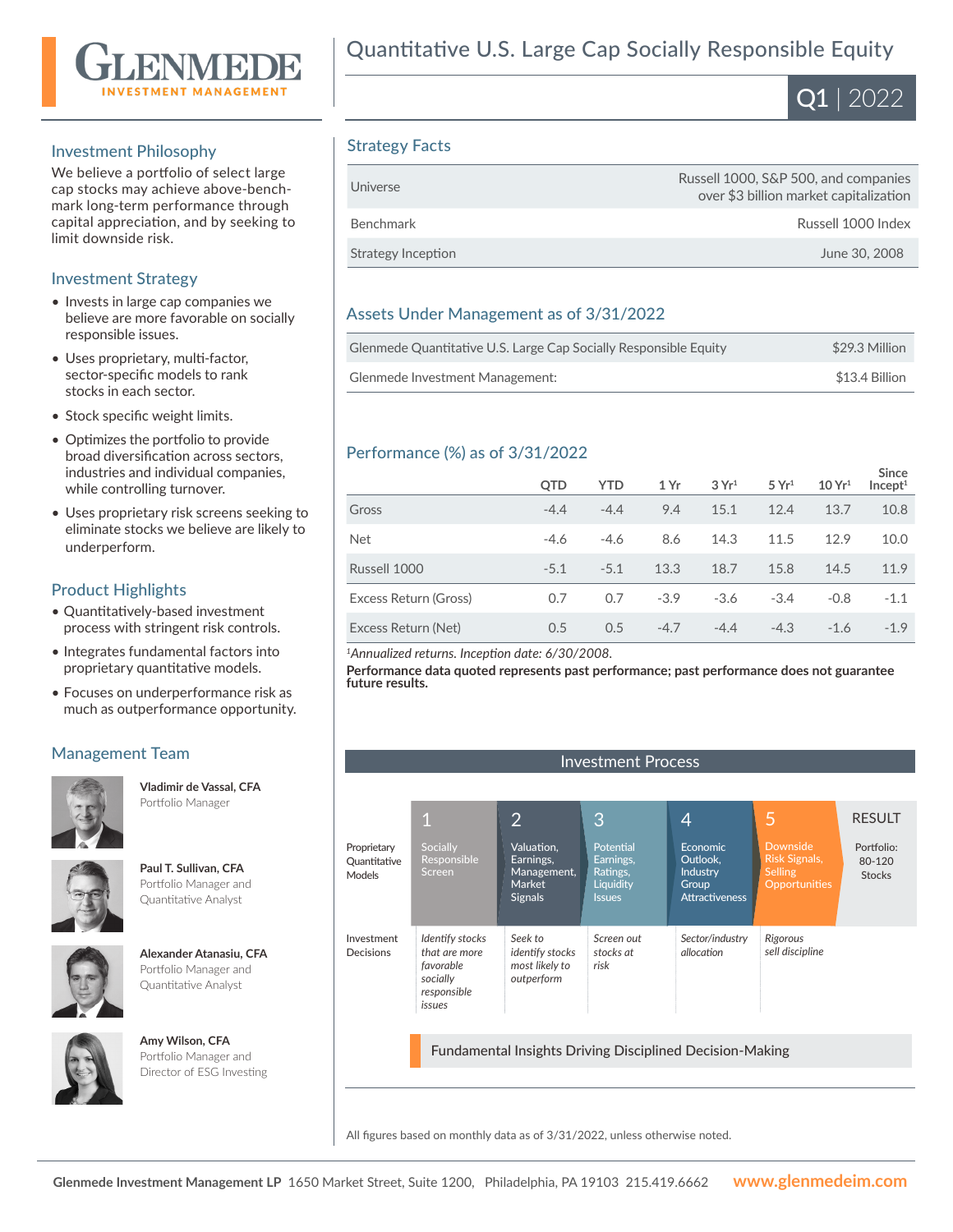# Quantitative U.S. Large Cap Socially Responsible Equity

**Q1 | 2022**

## Investment Philosophy

We believe a portfolio of select large cap stocks may achieve above-benchmark long-term performance through capital appreciation, and by seeking to limit downside risk.

## Investment Strategy

- Invests in large cap companies we believe are more favorable on socially responsible issues.
- Uses proprietary, multi-factor, sector-specific models to rank stocks in each sector.
- Stock specific weight limits.
- Optimizes the portfolio to provide broad diversification across sectors, industries and individual companies, while controlling turnover.
- Uses proprietary risk screens seeking to eliminate stocks we believe are likely to underperform.

## Product Highlights

- Quantitatively-based investment process with stringent risk controls.
- Integrates fundamental factors into proprietary quantitative models.
- Focuses on underperformance risk as much as outperformance opportunity.

## Management Team

**Vladimir de Vassal, CFA**
Portfolio Manager

**Paul T. Sullivan, CFA**
Portfolio Manager and Quantitative Analyst

**Alexander Atanasiu, CFA**
Portfolio Manager and Quantitative Analyst

**Amy Wilson, CFA**
Portfolio Manager and Director of ESG Investing

## Strategy Facts

| | |
|---|---|
| Universe | Russell 1000, S&P 500, and companies over $3 billion market capitalization |
| Benchmark | Russell 1000 Index |
| Strategy Inception | June 30, 2008 |

## Assets Under Management as of 3/31/2022

| | |
|---|---|
| Glenmede Quantitative U.S. Large Cap Socially Responsible Equity | $29.3 Million |
| Glenmede Investment Management: | $13.4 Billion |

## Performance (%) as of 3/31/2022

| | QTD | YTD | 1 Yr | 3 Yr[1] | 5 Yr[1] | 10 Yr[1] | Since Incept[1] |
|---|---|---|---|---|---|---|---|
| Gross | -4.4 | -4.4 | 9.4 | 15.1 | 12.4 | 13.7 | 10.8 |
| Net | -4.6 | -4.6 | 8.6 | 14.3 | 11.5 | 12.9 | 10.0 |
| Russell 1000 | -5.1 | -5.1 | 13.3 | 18.7 | 15.8 | 14.5 | 11.9 |
| Excess Return (Gross) | 0.7 | 0.7 | -3.9 | -3.6 | -3.4 | -0.8 | -1.1 |
| Excess Return (Net) | 0.5 | 0.5 | -4.7 | -4.4 | -4.3 | -1.6 | -1.9 |

[1]*Annualized returns. Inception date: 6/30/2008.*

**Performance data quoted represents past performance; past performance does not guarantee future results.**

## Investment Process

| | 1 | 2 | 3 | 4 | 5 | RESULT |
|---|---|---|---|---|---|---|
| Proprietary Quantitative Models | Socially Responsible Screen | Valuation, Earnings, Management, Market Signals | Potential Earnings, Ratings, Liquidity Issues | Economic Outlook, Industry Group Attractiveness | Downside Risk Signals, Selling Opportunities | Portfolio: 80-120 Stocks |
| Investment Decisions | *Identify stocks that are more favorable socially responsible issues* | *Seek to identify stocks most likely to outperform* | *Screen out stocks at risk* | *Sector/industry allocation* | *Rigorous sell discipline* | |

Fundamental Insights Driving Disciplined Decision-Making

All figures based on monthly data as of 3/31/2022, unless otherwise noted.

**Glenmede Investment Management LP** 1650 Market Street, Suite 1200, Philadelphia, PA 19103 215.419.6662 **www.glenmedeim.com**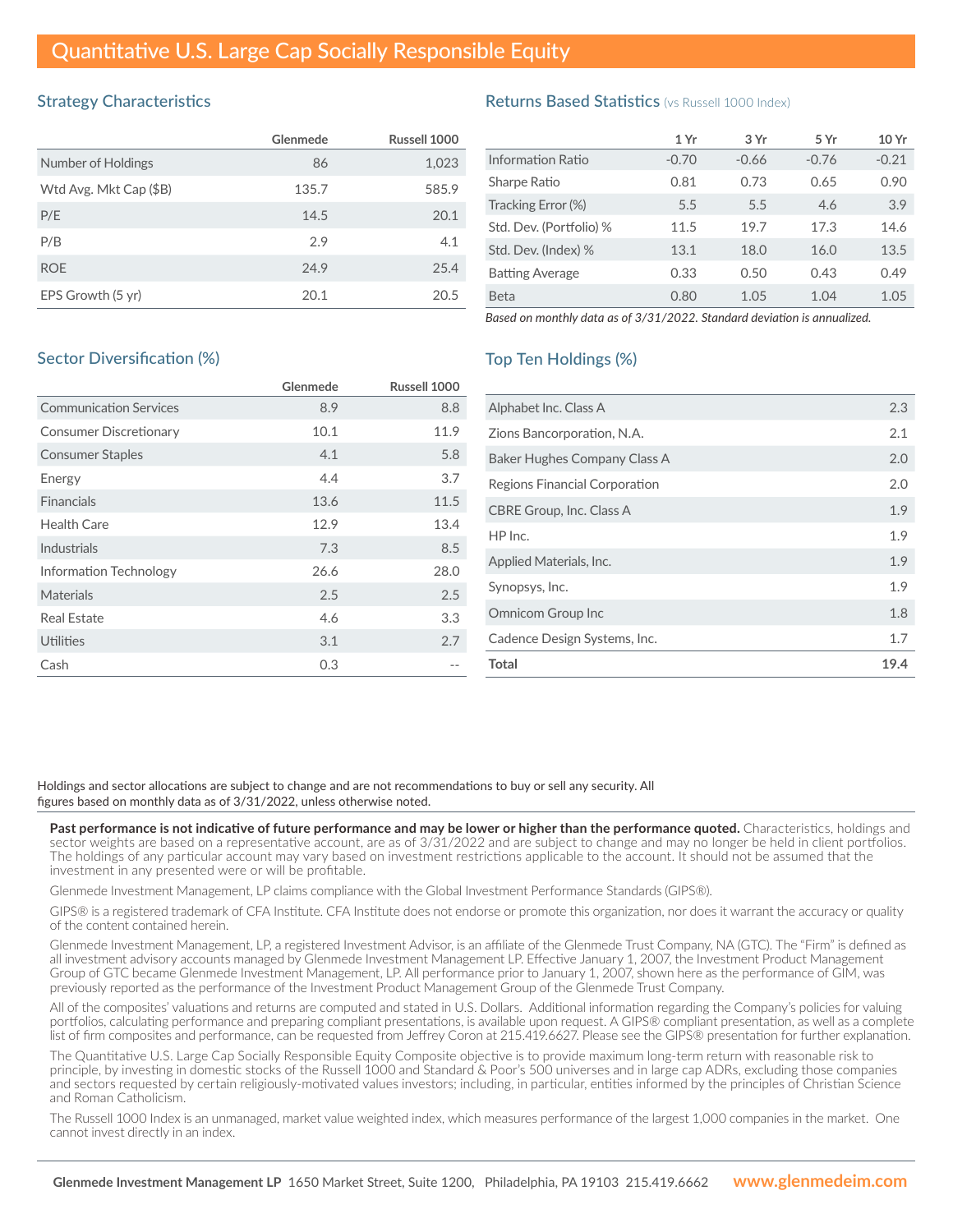# Quantitative U.S. Large Cap Socially Responsible Equity

## Strategy Characteristics

| | Glenmede | Russell 1000 |
|---|---|---|
| Number of Holdings | 86 | 1,023 |
| Wtd Avg. Mkt Cap ($B) | 135.7 | 585.9 |
| P/E | 14.5 | 20.1 |
| P/B | 2.9 | 4.1 |
| ROE | 24.9 | 25.4 |
| EPS Growth (5 yr) | 20.1 | 20.5 |

## Returns Based Statistics (vs Russell 1000 Index)

| | 1 Yr | 3 Yr | 5 Yr | 10 Yr |
|---|---|---|---|---|
| Information Ratio | -0.70 | -0.66 | -0.76 | -0.21 |
| Sharpe Ratio | 0.81 | 0.73 | 0.65 | 0.90 |
| Tracking Error (%) | 5.5 | 5.5 | 4.6 | 3.9 |
| Std. Dev. (Portfolio) % | 11.5 | 19.7 | 17.3 | 14.6 |
| Std. Dev. (Index) % | 13.1 | 18.0 | 16.0 | 13.5 |
| Batting Average | 0.33 | 0.50 | 0.43 | 0.49 |
| Beta | 0.80 | 1.05 | 1.04 | 1.05 |

*Based on monthly data as of 3/31/2022. Standard deviation is annualized.*

## Sector Diversification (%)

| | Glenmede | Russell 1000 |
|---|---|---|
| Communication Services | 8.9 | 8.8 |
| Consumer Discretionary | 10.1 | 11.9 |
| Consumer Staples | 4.1 | 5.8 |
| Energy | 4.4 | 3.7 |
| Financials | 13.6 | 11.5 |
| Health Care | 12.9 | 13.4 |
| Industrials | 7.3 | 8.5 |
| Information Technology | 26.6 | 28.0 |
| Materials | 2.5 | 2.5 |
| Real Estate | 4.6 | 3.3 |
| Utilities | 3.1 | 2.7 |
| Cash | 0.3 | -- |

## Top Ten Holdings (%)

| | |
|---|---|
| Alphabet Inc. Class A | 2.3 |
| Zions Bancorporation, N.A. | 2.1 |
| Baker Hughes Company Class A | 2.0 |
| Regions Financial Corporation | 2.0 |
| CBRE Group, Inc. Class A | 1.9 |
| HP Inc. | 1.9 |
| Applied Materials, Inc. | 1.9 |
| Synopsys, Inc. | 1.9 |
| Omnicom Group Inc | 1.8 |
| Cadence Design Systems, Inc. | 1.7 |
| **Total** | **19.4** |

Holdings and sector allocations are subject to change and are not recommendations to buy or sell any security. All figures based on monthly data as of 3/31/2022, unless otherwise noted.

**Past performance is not indicative of future performance and may be lower or higher than the performance quoted.** Characteristics, holdings and sector weights are based on a representative account, are as of 3/31/2022 and are subject to change and may no longer be held in client portfolios. The holdings of any particular account may vary based on investment restrictions applicable to the account. It should not be assumed that the investment in any presented were or will be profitable.

Glenmede Investment Management, LP claims compliance with the Global Investment Performance Standards (GIPS®).

GIPS® is a registered trademark of CFA Institute. CFA Institute does not endorse or promote this organization, nor does it warrant the accuracy or quality of the content contained herein.

Glenmede Investment Management, LP, a registered Investment Advisor, is an affiliate of the Glenmede Trust Company, NA (GTC). The "Firm" is defined as all investment advisory accounts managed by Glenmede Investment Management LP. Effective January 1, 2007, the Investment Product Management Group of GTC became Glenmede Investment Management, LP. All performance prior to January 1, 2007, shown here as the performance of GIM, was previously reported as the performance of the Investment Product Management Group of the Glenmede Trust Company.

All of the composites' valuations and returns are computed and stated in U.S. Dollars. Additional information regarding the Company's policies for valuing portfolios, calculating performance and preparing compliant presentations, is available upon request. A GIPS® compliant presentation, as well as a complete list of firm composites and performance, can be requested from Jeffrey Coron at 215.419.6627. Please see the GIPS® presentation for further explanation.

The Quantitative U.S. Large Cap Socially Responsible Equity Composite objective is to provide maximum long-term return with reasonable risk to principle, by investing in domestic stocks of the Russell 1000 and Standard & Poor's 500 universes and in large cap ADRs, excluding those companies and sectors requested by certain religiously-motivated values investors; including, in particular, entities informed by the principles of Christian Science and Roman Catholicism.

The Russell 1000 Index is an unmanaged, market value weighted index, which measures performance of the largest 1,000 companies in the market. One cannot invest directly in an index.

**Glenmede Investment Management LP** 1650 Market Street, Suite 1200, Philadelphia, PA 19103 215.419.6662 **www.glenmedeim.com**